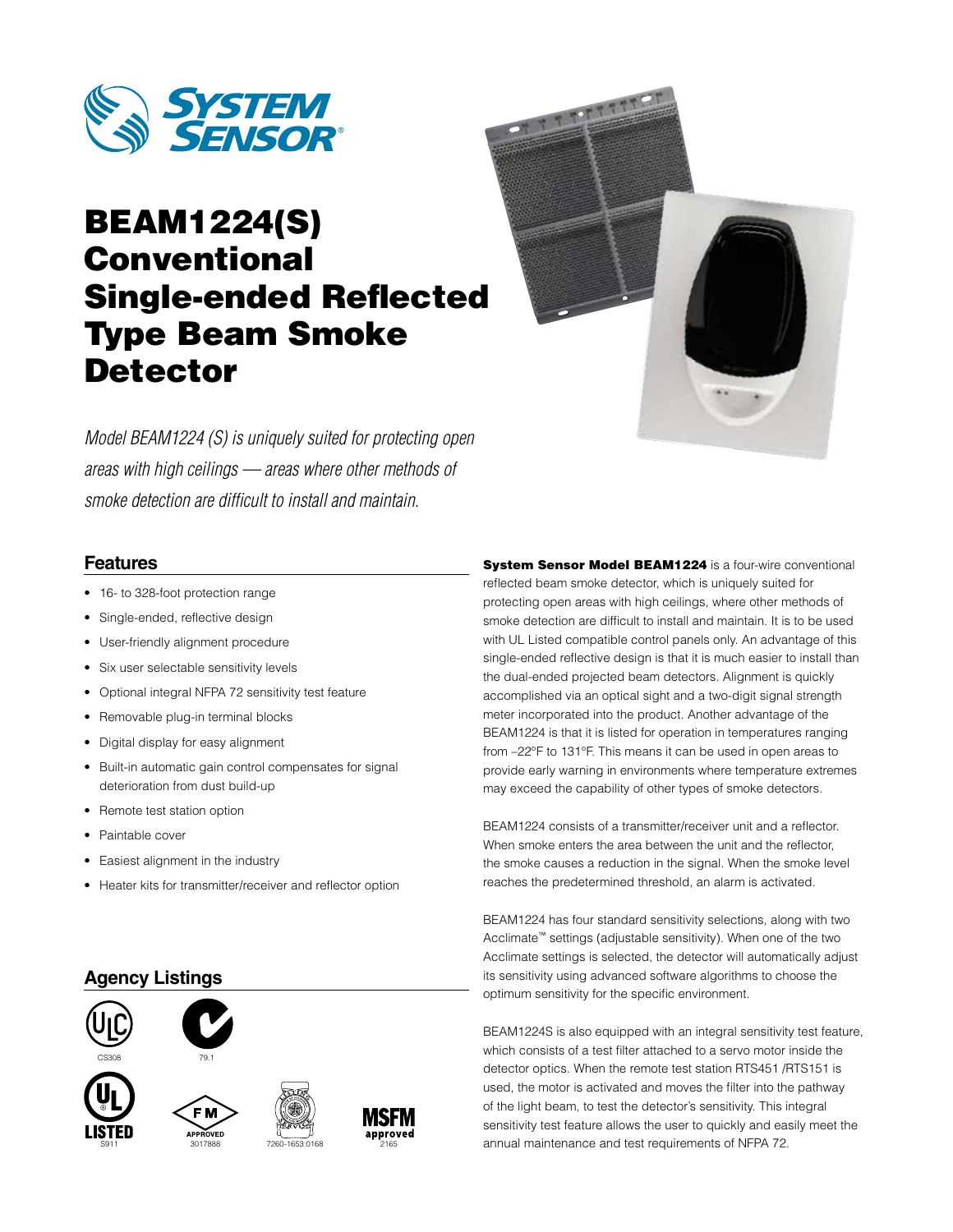SYSTEM SENSOR®

# BEAM1224(S) Conventional Single-ended Reflected Type Beam Smoke Detector

*Model BEAM1224 (S) is uniquely suited for protecting open areas with high ceilings — areas where other methods of smoke detection are difficult to install and maintain.*

## Features

- 16- to 328-foot protection range
- Single-ended, reflective design
- User-friendly alignment procedure
- Six user selectable sensitivity levels
- Optional integral NFPA 72 sensitivity test feature
- Removable plug-in terminal blocks
- Digital display for easy alignment
- Built-in automatic gain control compensates for signal deterioration from dust build-up
- Remote test station option
- Paintable cover
- Easiest alignment in the industry
- Heater kits for transmitter/receiver and reflector option

## Agency Listings

CS308

79.1

S911

APPROVED 3017888

7260-1653:0168

MSFM approved 2165

**System Sensor Model BEAM1224** is a four-wire conventional reflected beam smoke detector, which is uniquely suited for protecting open areas with high ceilings, where other methods of smoke detection are difficult to install and maintain. It is to be used with UL Listed compatible control panels only. An advantage of this single-ended reflective design is that it is much easier to install than the dual-ended projected beam detectors. Alignment is quickly accomplished via an optical sight and a two-digit signal strength meter incorporated into the product. Another advantage of the BEAM1224 is that it is listed for operation in temperatures ranging from –22°F to 131°F. This means it can be used in open areas to provide early warning in environments where temperature extremes may exceed the capability of other types of smoke detectors.

BEAM1224 consists of a transmitter/receiver unit and a reflector. When smoke enters the area between the unit and the reflector, the smoke causes a reduction in the signal. When the smoke level reaches the predetermined threshold, an alarm is activated.

BEAM1224 has four standard sensitivity selections, along with two Acclimate™ settings (adjustable sensitivity). When one of the two Acclimate settings is selected, the detector will automatically adjust its sensitivity using advanced software algorithms to choose the optimum sensitivity for the specific environment.

BEAM1224S is also equipped with an integral sensitivity test feature, which consists of a test filter attached to a servo motor inside the detector optics. When the remote test station RTS451 /RTS151 is used, the motor is activated and moves the filter into the pathway of the light beam, to test the detector's sensitivity. This integral sensitivity test feature allows the user to quickly and easily meet the annual maintenance and test requirements of NFPA 72.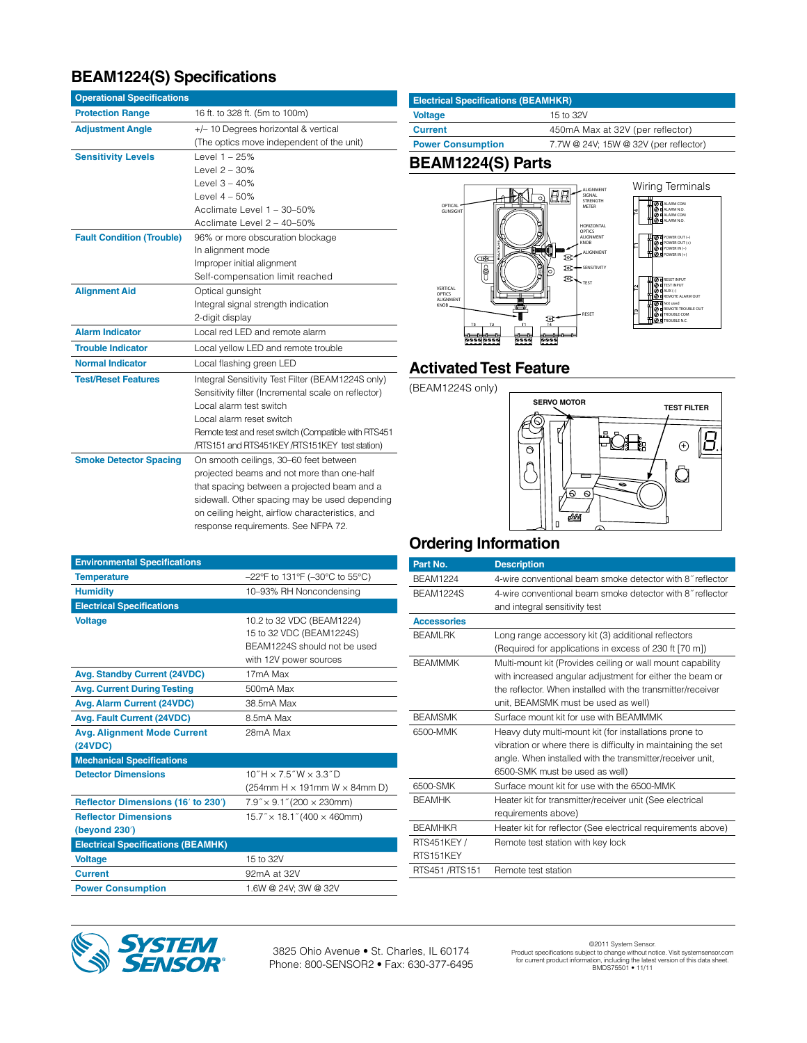# BEAM1224(S) Specifications

| Operational Specifications | |
|---|---|
| Protection Range | 16 ft. to 328 ft. (5m to 100m) |
| Adjustment Angle | +/– 10 Degrees horizontal & vertical<br>(The optics move independent of the unit) |
| Sensitivity Levels | Level 1 – 25%<br>Level 2 – 30%<br>Level 3 – 40%<br>Level 4 – 50%<br>Acclimate Level 1 – 30–50%<br>Acclimate Level 2 – 40–50% |
| Fault Condition (Trouble) | 96% or more obscuration blockage<br>In alignment mode<br>Improper initial alignment<br>Self-compensation limit reached |
| Alignment Aid | Optical gunsight<br>Integral signal strength indication<br>2-digit display |
| Alarm Indicator | Local red LED and remote alarm |
| Trouble Indicator | Local yellow LED and remote trouble |
| Normal Indicator | Local flashing green LED |
| Test/Reset Features | Integral Sensitivity Test Filter (BEAM1224S only)<br>Sensitivity filter (Incremental scale on reflector)<br>Local alarm test switch<br>Local alarm reset switch<br>Remote test and reset switch (Compatible with RTS451 /RTS151 and RTS451KEY /RTS151KEY test station) |
| Smoke Detector Spacing | On smooth ceilings, 30–60 feet between projected beams and not more than one-half that spacing between a projected beam and a sidewall. Other spacing may be used depending on ceiling height, airflow characteristics, and response requirements. See NFPA 72. |

| Environmental Specifications | |
|---|---|
| Temperature | –22°F to 131°F (–30°C to 55°C) |
| Humidity | 10–93% RH Noncondensing |
| **Electrical Specifications** | |
| Voltage | 10.2 to 32 VDC (BEAM1224)<br>15 to 32 VDC (BEAM1224S)<br>BEAM1224S should not be used with 12V power sources |
| Avg. Standby Current (24VDC) | 17mA Max |
| Avg. Current During Testing | 500mA Max |
| Avg. Alarm Current (24VDC) | 38.5mA Max |
| Avg. Fault Current (24VDC) | 8.5mA Max |
| Avg. Alignment Mode Current (24VDC) | 28mA Max |
| **Mechanical Specifications** | |
| Detector Dimensions | 10″H × 7.5″W × 3.3″D<br>(254mm H × 191mm W × 84mm D) |
| Reflector Dimensions (16′ to 230′) | 7.9″ × 9.1″ (200 × 230mm) |
| Reflector Dimensions (beyond 230′) | 15.7″ × 18.1″ (400 × 460mm) |
| **Electrical Specifications (BEAMHK)** | |
| Voltage | 15 to 32V |
| Current | 92mA at 32V |
| Power Consumption | 1.6W @ 24V; 3W @ 32V |

| Electrical Specifications (BEAMHKR) | |
|---|---|
| Voltage | 15 to 32V |
| Current | 450mA Max at 32V (per reflector) |
| Power Consumption | 7.7W @ 24V; 15W @ 32V (per reflector) |

## BEAM1224(S) Parts

OPTICAL GUNSIGHT
ALIGNMENT SIGNAL STRENGTH METER
HORIZONTAL OPTICS ALIGNMENT KNOB
ALIGNMENT
SENSITIVITY
TEST
VERTICAL OPTICS ALIGNMENT KNOB
RESET
T3 T2 T1 T4

Wiring Terminals

T4: ALARM COM, ALARM N.O., ALARM COM, ALARM N.O.
T1: POWER OUT (–), POWER OUT (+), POWER IN (–), POWER IN (+)
T2: RESET INPUT, TEST INPUT, AUX (–), REMOTE ALARM OUT
T3: Not used, REMOTE TROUBLE OUT, TROUBLE COM, TROUBLE N.C.

## Activated Test Feature

(BEAM1224S only)

SERVO MOTOR
TEST FILTER

## Ordering Information

| Part No. | Description |
|---|---|
| BEAM1224 | 4-wire conventional beam smoke detector with 8″ reflector |
| BEAM1224S | 4-wire conventional beam smoke detector with 8″ reflector and integral sensitivity test |
| **Accessories** | |
| BEAMLRK | Long range accessory kit (3) additional reflectors (Required for applications in excess of 230 ft [70 m]) |
| BEAMMMK | Multi-mount kit (Provides ceiling or wall mount capability with increased angular adjustment for either the beam or the reflector. When installed with the transmitter/receiver unit, BEAMSMK must be used as well) |
| BEAMSMK | Surface mount kit for use with BEAMMMK |
| 6500-MMK | Heavy duty multi-mount kit (for installations prone to vibration or where there is difficulty in maintaining the set angle. When installed with the transmitter/receiver unit, 6500-SMK must be used as well) |
| 6500-SMK | Surface mount kit for use with the 6500-MMK |
| BEAMHK | Heater kit for transmitter/receiver unit (See electrical requirements above) |
| BEAMHKR | Heater kit for reflector (See electrical requirements above) |
| RTS451KEY / RTS151KEY | Remote test station with key lock |
| RTS451 /RTS151 | Remote test station |

SYSTEM SENSOR®

3825 Ohio Avenue • St. Charles, IL 60174
Phone: 800-SENSOR2 • Fax: 630-377-6495

©2011 System Sensor.
Product specifications subject to change without notice. Visit systemsensor.com for current product information, including the latest version of this data sheet.
BMDS75501 • 11/11